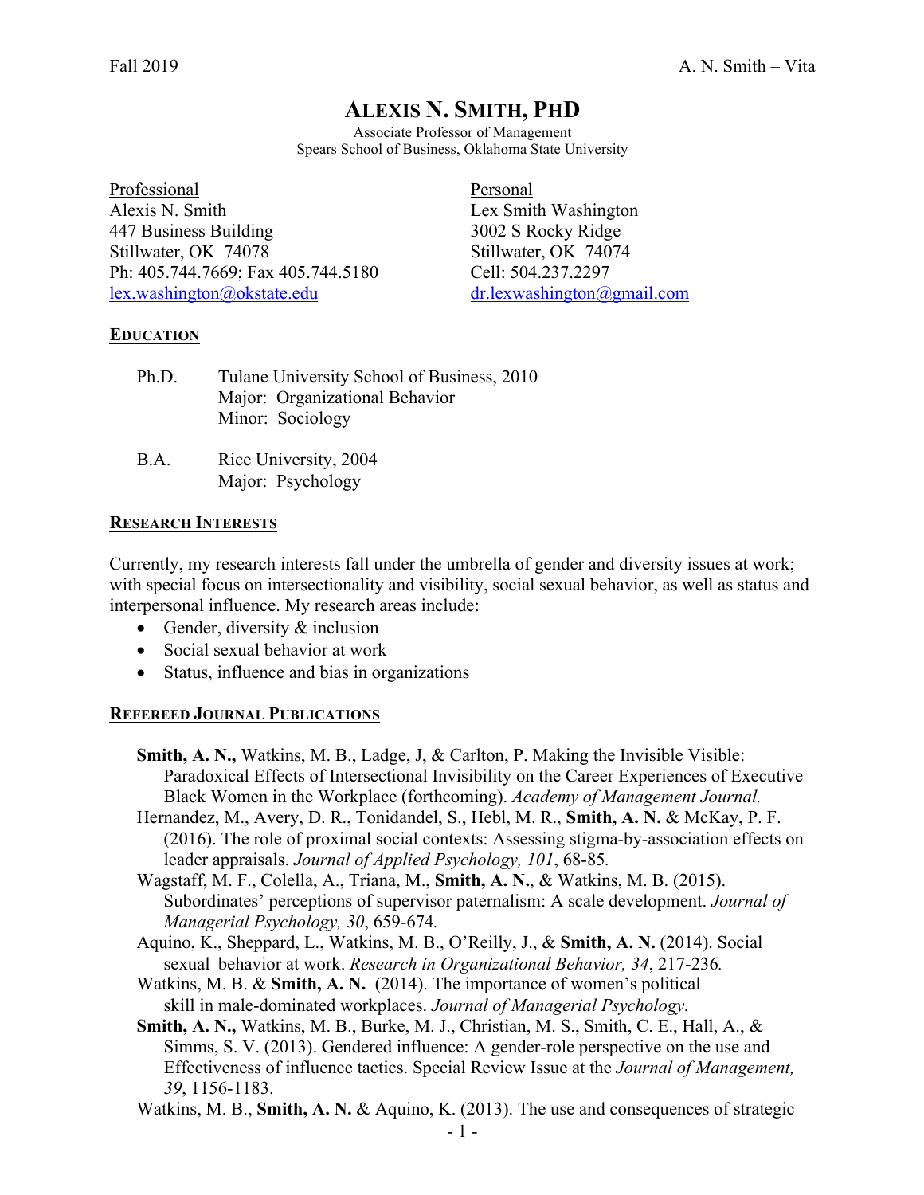# ALEXIS N. SMITH, PHD

Associate Professor of Management
Spears School of Business, Oklahoma State University

Professional
Alexis N. Smith
447 Business Building
Stillwater, OK 74078
Ph: 405.744.7669; Fax 405.744.5180
lex.washington@okstate.edu

Personal
Lex Smith Washington
3002 S Rocky Ridge
Stillwater, OK 74074
Cell: 504.237.2297
dr.lexwashington@gmail.com

## EDUCATION

Ph.D. Tulane University School of Business, 2010
Major: Organizational Behavior
Minor: Sociology

B.A. Rice University, 2004
Major: Psychology

## RESEARCH INTERESTS

Currently, my research interests fall under the umbrella of gender and diversity issues at work; with special focus on intersectionality and visibility, social sexual behavior, as well as status and interpersonal influence. My research areas include:

- Gender, diversity & inclusion
- Social sexual behavior at work
- Status, influence and bias in organizations

## REFEREED JOURNAL PUBLICATIONS

**Smith, A. N.,** Watkins, M. B., Ladge, J, & Carlton, P. Making the Invisible Visible: Paradoxical Effects of Intersectional Invisibility on the Career Experiences of Executive Black Women in the Workplace (forthcoming). *Academy of Management Journal.*

Hernandez, M., Avery, D. R., Tonidandel, S., Hebl, M. R., **Smith, A. N.** & McKay, P. F. (2016). The role of proximal social contexts: Assessing stigma-by-association effects on leader appraisals. *Journal of Applied Psychology, 101*, 68-85.

Wagstaff, M. F., Colella, A., Triana, M., **Smith, A. N.**, & Watkins, M. B. (2015). Subordinates' perceptions of supervisor paternalism: A scale development. *Journal of Managerial Psychology, 30*, 659-674.

Aquino, K., Sheppard, L., Watkins, M. B., O'Reilly, J., & **Smith, A. N.** (2014). Social sexual behavior at work. *Research in Organizational Behavior, 34*, 217-236.

Watkins, M. B. & **Smith, A. N.** (2014). The importance of women's political skill in male-dominated workplaces. *Journal of Managerial Psychology.*

**Smith, A. N.,** Watkins, M. B., Burke, M. J., Christian, M. S., Smith, C. E., Hall, A., & Simms, S. V. (2013). Gendered influence: A gender-role perspective on the use and Effectiveness of influence tactics. Special Review Issue at the *Journal of Management, 39*, 1156-1183.

Watkins, M. B., **Smith, A. N.** & Aquino, K. (2013). The use and consequences of strategic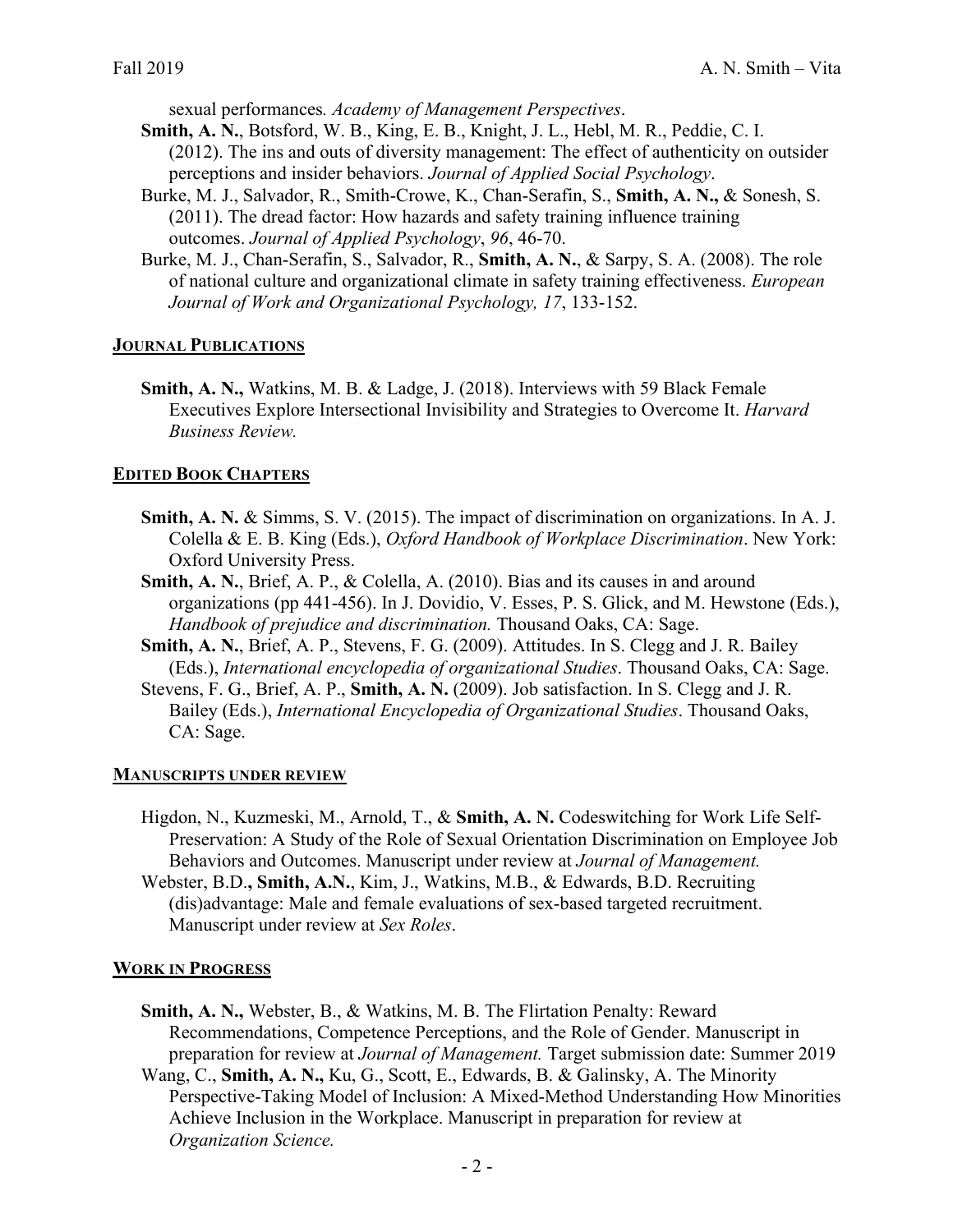sexual performances. *Academy of Management Perspectives*.

**Smith, A. N.**, Botsford, W. B., King, E. B., Knight, J. L., Hebl, M. R., Peddie, C. I. (2012). The ins and outs of diversity management: The effect of authenticity on outsider perceptions and insider behaviors. *Journal of Applied Social Psychology*.

Burke, M. J., Salvador, R., Smith-Crowe, K., Chan-Serafin, S., **Smith, A. N.,** & Sonesh, S. (2011). The dread factor: How hazards and safety training influence training outcomes. *Journal of Applied Psychology*, *96*, 46-70.

Burke, M. J., Chan-Serafin, S., Salvador, R., **Smith, A. N.**, & Sarpy, S. A. (2008). The role of national culture and organizational climate in safety training effectiveness. *European Journal of Work and Organizational Psychology, 17*, 133-152.

## Journal Publications

**Smith, A. N.,** Watkins, M. B. & Ladge, J. (2018). Interviews with 59 Black Female Executives Explore Intersectional Invisibility and Strategies to Overcome It. *Harvard Business Review.*

## Edited Book Chapters

**Smith, A. N.** & Simms, S. V. (2015). The impact of discrimination on organizations. In A. J. Colella & E. B. King (Eds.), *Oxford Handbook of Workplace Discrimination*. New York: Oxford University Press.

**Smith, A. N.**, Brief, A. P., & Colella, A. (2010). Bias and its causes in and around organizations (pp 441-456). In J. Dovidio, V. Esses, P. S. Glick, and M. Hewstone (Eds.), *Handbook of prejudice and discrimination.* Thousand Oaks, CA: Sage.

**Smith, A. N.**, Brief, A. P., Stevens, F. G. (2009). Attitudes. In S. Clegg and J. R. Bailey (Eds.), *International encyclopedia of organizational Studies*. Thousand Oaks, CA: Sage.

Stevens, F. G., Brief, A. P., **Smith, A. N.** (2009). Job satisfaction. In S. Clegg and J. R. Bailey (Eds.), *International Encyclopedia of Organizational Studies*. Thousand Oaks, CA: Sage.

## Manuscripts under review

Higdon, N., Kuzmeski, M., Arnold, T., & **Smith, A. N.** Codeswitching for Work Life Self-Preservation: A Study of the Role of Sexual Orientation Discrimination on Employee Job Behaviors and Outcomes. Manuscript under review at *Journal of Management.*

Webster, B.D.**, Smith, A.N.**, Kim, J., Watkins, M.B., & Edwards, B.D. Recruiting (dis)advantage: Male and female evaluations of sex-based targeted recruitment. Manuscript under review at *Sex Roles*.

## Work in Progress

**Smith, A. N.,** Webster, B., & Watkins, M. B. The Flirtation Penalty: Reward Recommendations, Competence Perceptions, and the Role of Gender. Manuscript in preparation for review at *Journal of Management.* Target submission date: Summer 2019

Wang, C., **Smith, A. N.,** Ku, G., Scott, E., Edwards, B. & Galinsky, A. The Minority Perspective-Taking Model of Inclusion: A Mixed-Method Understanding How Minorities Achieve Inclusion in the Workplace. Manuscript in preparation for review at *Organization Science.*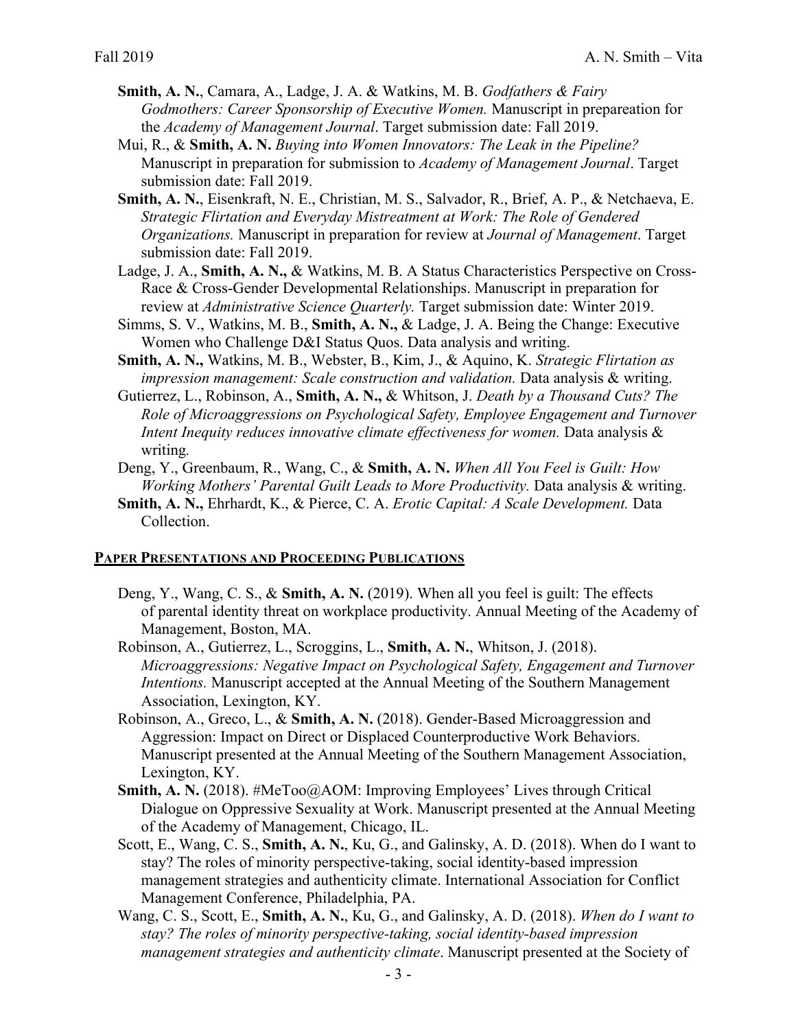**Smith, A. N.**, Camara, A., Ladge, J. A. & Watkins, M. B. *Godfathers & Fairy Godmothers: Career Sponsorship of Executive Women.* Manuscript in prepareation for the *Academy of Management Journal*. Target submission date: Fall 2019.

Mui, R., & **Smith, A. N.** *Buying into Women Innovators: The Leak in the Pipeline?* Manuscript in preparation for submission to *Academy of Management Journal*. Target submission date: Fall 2019.

**Smith, A. N.**, Eisenkraft, N. E., Christian, M. S., Salvador, R., Brief, A. P., & Netchaeva, E. *Strategic Flirtation and Everyday Mistreatment at Work: The Role of Gendered Organizations.* Manuscript in preparation for review at *Journal of Management*. Target submission date: Fall 2019.

Ladge, J. A., **Smith, A. N.,** & Watkins, M. B. A Status Characteristics Perspective on Cross-Race & Cross-Gender Developmental Relationships. Manuscript in preparation for review at *Administrative Science Quarterly.* Target submission date: Winter 2019.

Simms, S. V., Watkins, M. B., **Smith, A. N.,** & Ladge, J. A. Being the Change: Executive Women who Challenge D&I Status Quos. Data analysis and writing.

**Smith, A. N.,** Watkins, M. B., Webster, B., Kim, J., & Aquino, K. *Strategic Flirtation as impression management: Scale construction and validation.* Data analysis & writing.

Gutierrez, L., Robinson, A., **Smith, A. N.,** & Whitson, J. *Death by a Thousand Cuts? The Role of Microaggressions on Psychological Safety, Employee Engagement and Turnover Intent Inequity reduces innovative climate effectiveness for women.* Data analysis & writing*.*

Deng, Y., Greenbaum, R., Wang, C., & **Smith, A. N.** *When All You Feel is Guilt: How Working Mothers' Parental Guilt Leads to More Productivity.* Data analysis & writing.

**Smith, A. N.,** Ehrhardt, K., & Pierce, C. A. *Erotic Capital: A Scale Development.* Data Collection.

## Paper Presentations and Proceeding Publications

Deng, Y., Wang, C. S., & **Smith, A. N.** (2019). When all you feel is guilt: The effects of parental identity threat on workplace productivity. Annual Meeting of the Academy of Management, Boston, MA.

Robinson, A., Gutierrez, L., Scroggins, L., **Smith, A. N.**, Whitson, J. (2018). *Microaggressions: Negative Impact on Psychological Safety, Engagement and Turnover Intentions.* Manuscript accepted at the Annual Meeting of the Southern Management Association, Lexington, KY.

Robinson, A., Greco, L., & **Smith, A. N.** (2018). Gender-Based Microaggression and Aggression: Impact on Direct or Displaced Counterproductive Work Behaviors. Manuscript presented at the Annual Meeting of the Southern Management Association, Lexington, KY.

**Smith, A. N.** (2018). #MeToo@AOM: Improving Employees' Lives through Critical Dialogue on Oppressive Sexuality at Work. Manuscript presented at the Annual Meeting of the Academy of Management, Chicago, IL.

Scott, E., Wang, C. S., **Smith, A. N.**, Ku, G., and Galinsky, A. D. (2018). When do I want to stay? The roles of minority perspective-taking, social identity-based impression management strategies and authenticity climate. International Association for Conflict Management Conference, Philadelphia, PA.

Wang, C. S., Scott, E., **Smith, A. N.**, Ku, G., and Galinsky, A. D. (2018). *When do I want to stay? The roles of minority perspective-taking, social identity-based impression management strategies and authenticity climate*. Manuscript presented at the Society of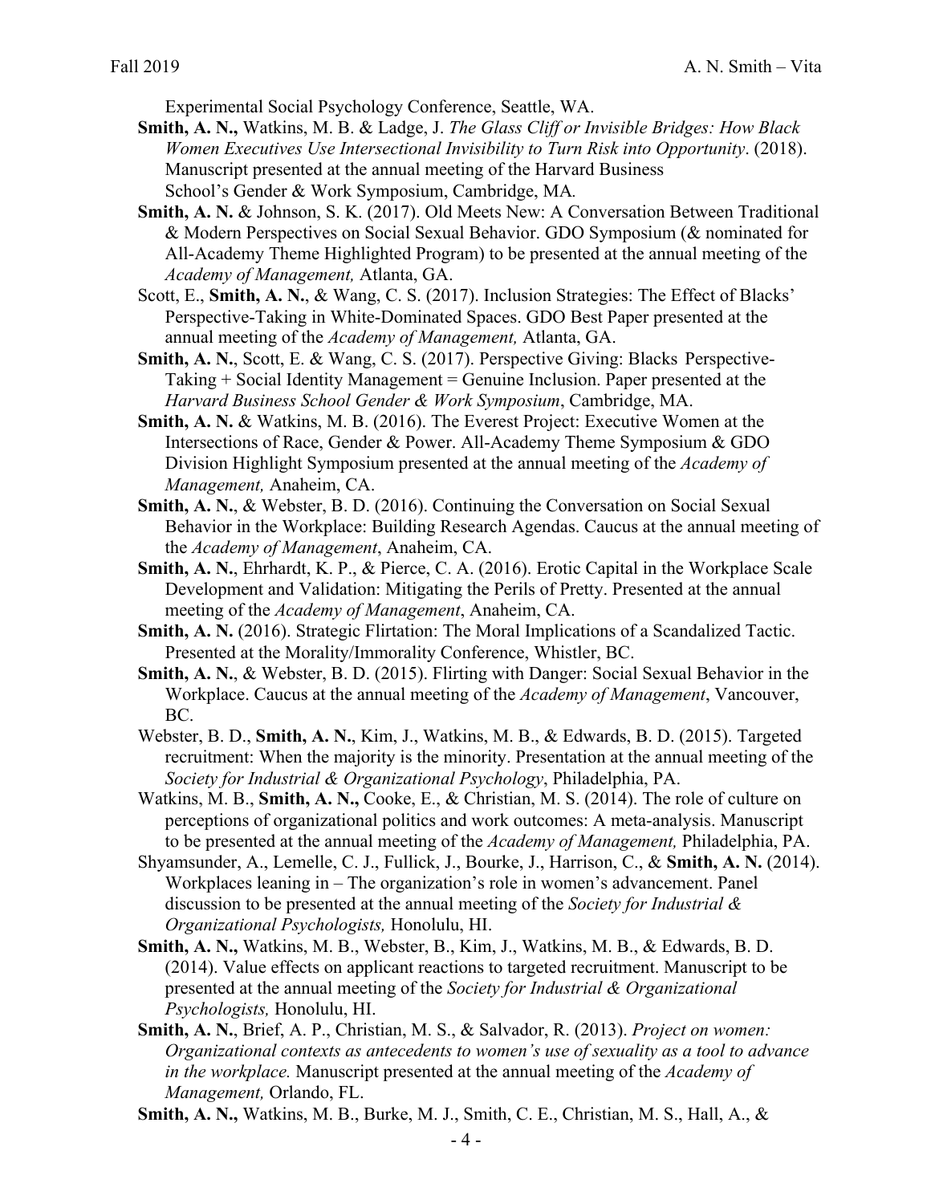Experimental Social Psychology Conference, Seattle, WA.

**Smith, A. N.,** Watkins, M. B. & Ladge, J. *The Glass Cliff or Invisible Bridges: How Black Women Executives Use Intersectional Invisibility to Turn Risk into Opportunity*. (2018). Manuscript presented at the annual meeting of the Harvard Business School's Gender & Work Symposium, Cambridge, MA.

**Smith, A. N.** & Johnson, S. K. (2017). Old Meets New: A Conversation Between Traditional & Modern Perspectives on Social Sexual Behavior. GDO Symposium (& nominated for All-Academy Theme Highlighted Program) to be presented at the annual meeting of the *Academy of Management,* Atlanta, GA.

Scott, E., **Smith, A. N.**, & Wang, C. S. (2017). Inclusion Strategies: The Effect of Blacks' Perspective-Taking in White-Dominated Spaces. GDO Best Paper presented at the annual meeting of the *Academy of Management,* Atlanta, GA.

**Smith, A. N.**, Scott, E. & Wang, C. S. (2017). Perspective Giving: Blacks Perspective-Taking + Social Identity Management = Genuine Inclusion. Paper presented at the *Harvard Business School Gender & Work Symposium*, Cambridge, MA.

**Smith, A. N.** & Watkins, M. B. (2016). The Everest Project: Executive Women at the Intersections of Race, Gender & Power. All-Academy Theme Symposium & GDO Division Highlight Symposium presented at the annual meeting of the *Academy of Management,* Anaheim, CA.

**Smith, A. N.**, & Webster, B. D. (2016). Continuing the Conversation on Social Sexual Behavior in the Workplace: Building Research Agendas. Caucus at the annual meeting of the *Academy of Management*, Anaheim, CA.

**Smith, A. N.**, Ehrhardt, K. P., & Pierce, C. A. (2016). Erotic Capital in the Workplace Scale Development and Validation: Mitigating the Perils of Pretty. Presented at the annual meeting of the *Academy of Management*, Anaheim, CA.

**Smith, A. N.** (2016). Strategic Flirtation: The Moral Implications of a Scandalized Tactic. Presented at the Morality/Immorality Conference, Whistler, BC.

**Smith, A. N.**, & Webster, B. D. (2015). Flirting with Danger: Social Sexual Behavior in the Workplace. Caucus at the annual meeting of the *Academy of Management*, Vancouver, BC.

Webster, B. D., **Smith, A. N.**, Kim, J., Watkins, M. B., & Edwards, B. D. (2015). Targeted recruitment: When the majority is the minority. Presentation at the annual meeting of the *Society for Industrial & Organizational Psychology*, Philadelphia, PA.

Watkins, M. B., **Smith, A. N.,** Cooke, E., & Christian, M. S. (2014). The role of culture on perceptions of organizational politics and work outcomes: A meta-analysis. Manuscript to be presented at the annual meeting of the *Academy of Management,* Philadelphia, PA.

Shyamsunder, A., Lemelle, C. J., Fullick, J., Bourke, J., Harrison, C., & **Smith, A. N.** (2014). Workplaces leaning in – The organization's role in women's advancement. Panel discussion to be presented at the annual meeting of the *Society for Industrial & Organizational Psychologists,* Honolulu, HI.

**Smith, A. N.,** Watkins, M. B., Webster, B., Kim, J., Watkins, M. B., & Edwards, B. D. (2014). Value effects on applicant reactions to targeted recruitment. Manuscript to be presented at the annual meeting of the *Society for Industrial & Organizational Psychologists,* Honolulu, HI.

**Smith, A. N.**, Brief, A. P., Christian, M. S., & Salvador, R. (2013). *Project on women: Organizational contexts as antecedents to women's use of sexuality as a tool to advance in the workplace.* Manuscript presented at the annual meeting of the *Academy of Management,* Orlando, FL.

**Smith, A. N.,** Watkins, M. B., Burke, M. J., Smith, C. E., Christian, M. S., Hall, A., &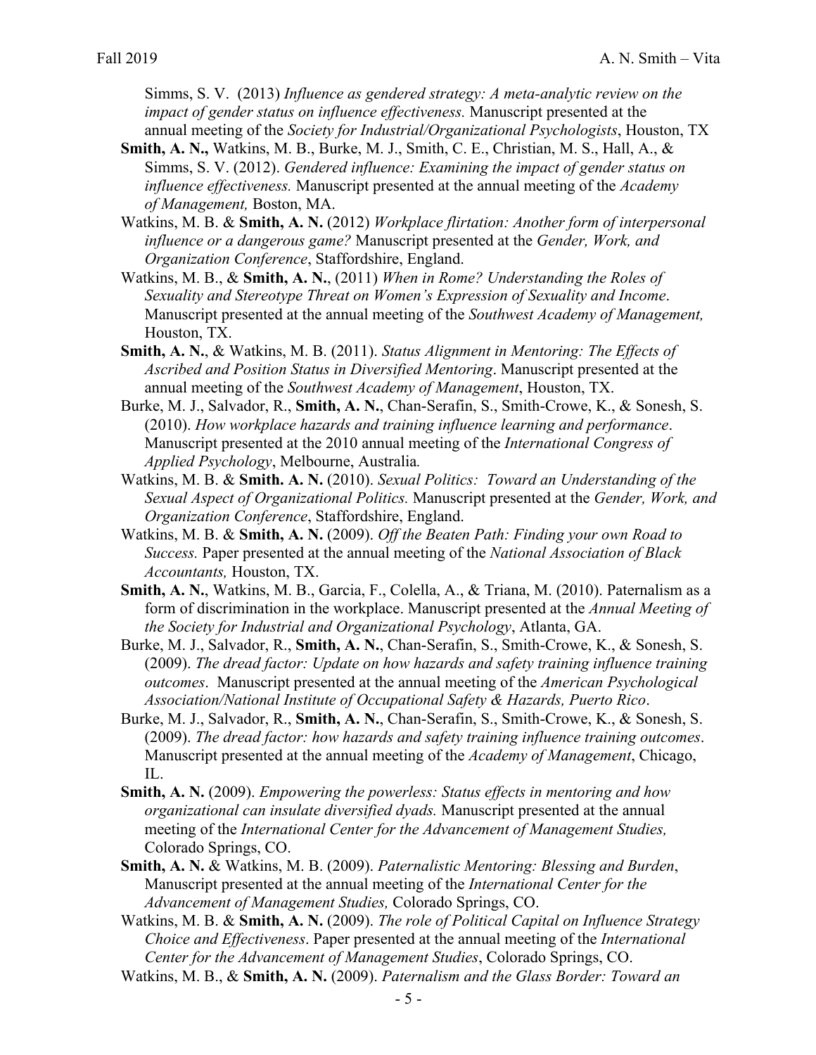Simms, S. V. (2013) *Influence as gendered strategy: A meta-analytic review on the impact of gender status on influence effectiveness.* Manuscript presented at the annual meeting of the *Society for Industrial/Organizational Psychologists*, Houston, TX

**Smith, A. N.,** Watkins, M. B., Burke, M. J., Smith, C. E., Christian, M. S., Hall, A., & Simms, S. V. (2012). *Gendered influence: Examining the impact of gender status on influence effectiveness.* Manuscript presented at the annual meeting of the *Academy of Management,* Boston, MA.

Watkins, M. B. & **Smith, A. N.** (2012) *Workplace flirtation: Another form of interpersonal influence or a dangerous game?* Manuscript presented at the *Gender, Work, and Organization Conference*, Staffordshire, England.

Watkins, M. B., & **Smith, A. N.**, (2011) *When in Rome? Understanding the Roles of Sexuality and Stereotype Threat on Women's Expression of Sexuality and Income*. Manuscript presented at the annual meeting of the *Southwest Academy of Management,* Houston, TX.

**Smith, A. N.**, & Watkins, M. B. (2011). *Status Alignment in Mentoring: The Effects of Ascribed and Position Status in Diversified Mentoring*. Manuscript presented at the annual meeting of the *Southwest Academy of Management*, Houston, TX.

Burke, M. J., Salvador, R., **Smith, A. N.**, Chan-Serafin, S., Smith-Crowe, K., & Sonesh, S. (2010). *How workplace hazards and training influence learning and performance*. Manuscript presented at the 2010 annual meeting of the *International Congress of Applied Psychology*, Melbourne, Australia*.*

Watkins, M. B. & **Smith. A. N.** (2010). *Sexual Politics: Toward an Understanding of the Sexual Aspect of Organizational Politics.* Manuscript presented at the *Gender, Work, and Organization Conference*, Staffordshire, England.

Watkins, M. B. & **Smith, A. N.** (2009). *Off the Beaten Path: Finding your own Road to Success.* Paper presented at the annual meeting of the *National Association of Black Accountants,* Houston, TX.

**Smith, A. N.**, Watkins, M. B., Garcia, F., Colella, A., & Triana, M. (2010). Paternalism as a form of discrimination in the workplace. Manuscript presented at the *Annual Meeting of the Society for Industrial and Organizational Psychology*, Atlanta, GA.

Burke, M. J., Salvador, R., **Smith, A. N.**, Chan-Serafin, S., Smith-Crowe, K., & Sonesh, S. (2009). *The dread factor: Update on how hazards and safety training influence training outcomes*. Manuscript presented at the annual meeting of the *American Psychological Association/National Institute of Occupational Safety & Hazards, Puerto Rico*.

Burke, M. J., Salvador, R., **Smith, A. N.**, Chan-Serafin, S., Smith-Crowe, K., & Sonesh, S. (2009). *The dread factor: how hazards and safety training influence training outcomes*. Manuscript presented at the annual meeting of the *Academy of Management*, Chicago, IL.

**Smith, A. N.** (2009). *Empowering the powerless: Status effects in mentoring and how organizational can insulate diversified dyads.* Manuscript presented at the annual meeting of the *International Center for the Advancement of Management Studies,* Colorado Springs, CO.

**Smith, A. N.** & Watkins, M. B. (2009). *Paternalistic Mentoring: Blessing and Burden*, Manuscript presented at the annual meeting of the *International Center for the Advancement of Management Studies,* Colorado Springs, CO.

Watkins, M. B. & **Smith, A. N.** (2009). *The role of Political Capital on Influence Strategy Choice and Effectiveness*. Paper presented at the annual meeting of the *International Center for the Advancement of Management Studies*, Colorado Springs, CO.

Watkins, M. B., & **Smith, A. N.** (2009). *Paternalism and the Glass Border: Toward an*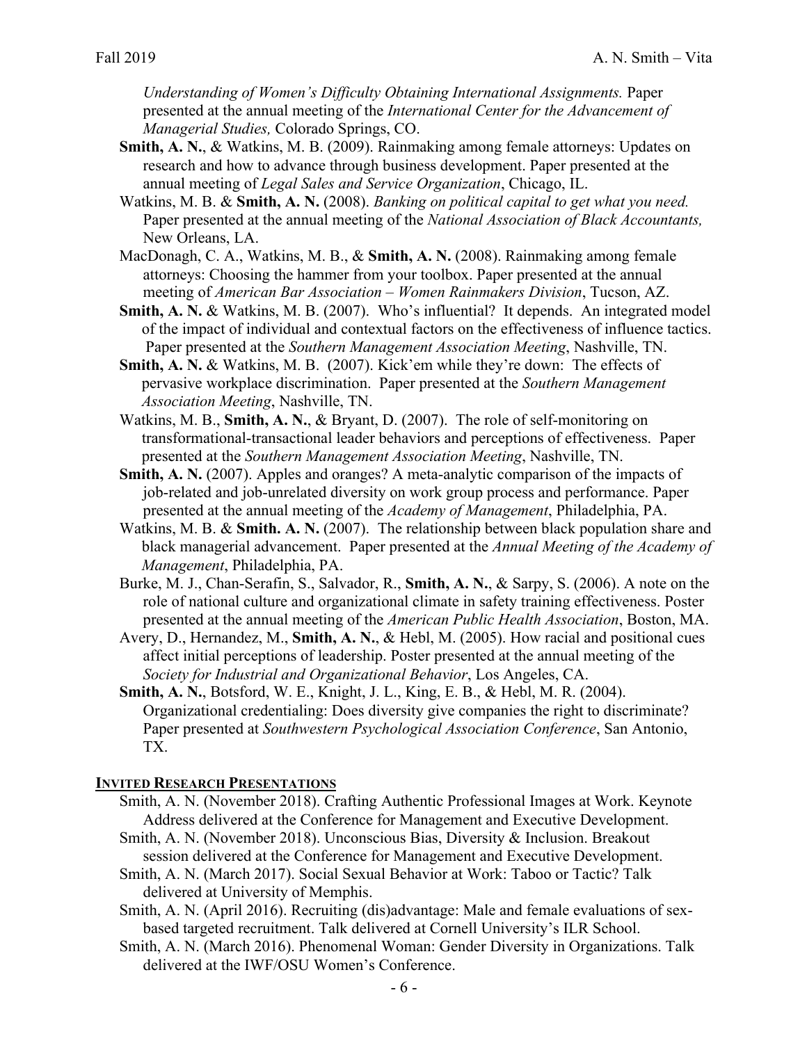*Understanding of Women's Difficulty Obtaining International Assignments.* Paper presented at the annual meeting of the *International Center for the Advancement of Managerial Studies,* Colorado Springs, CO.

**Smith, A. N.**, & Watkins, M. B. (2009). Rainmaking among female attorneys: Updates on research and how to advance through business development. Paper presented at the annual meeting of *Legal Sales and Service Organization*, Chicago, IL.

Watkins, M. B. & **Smith, A. N.** (2008). *Banking on political capital to get what you need.* Paper presented at the annual meeting of the *National Association of Black Accountants,* New Orleans, LA.

MacDonagh, C. A., Watkins, M. B., & **Smith, A. N.** (2008). Rainmaking among female attorneys: Choosing the hammer from your toolbox. Paper presented at the annual meeting of *American Bar Association – Women Rainmakers Division*, Tucson, AZ.

**Smith, A. N.** & Watkins, M. B. (2007). Who's influential? It depends. An integrated model of the impact of individual and contextual factors on the effectiveness of influence tactics. Paper presented at the *Southern Management Association Meeting*, Nashville, TN.

**Smith, A. N.** & Watkins, M. B. (2007). Kick'em while they're down: The effects of pervasive workplace discrimination. Paper presented at the *Southern Management Association Meeting*, Nashville, TN.

Watkins, M. B., **Smith, A. N.**, & Bryant, D. (2007). The role of self-monitoring on transformational-transactional leader behaviors and perceptions of effectiveness. Paper presented at the *Southern Management Association Meeting*, Nashville, TN.

**Smith, A. N.** (2007). Apples and oranges? A meta-analytic comparison of the impacts of job-related and job-unrelated diversity on work group process and performance. Paper presented at the annual meeting of the *Academy of Management*, Philadelphia, PA.

Watkins, M. B. & **Smith. A. N.** (2007). The relationship between black population share and black managerial advancement. Paper presented at the *Annual Meeting of the Academy of Management*, Philadelphia, PA.

Burke, M. J., Chan-Serafin, S., Salvador, R., **Smith, A. N.**, & Sarpy, S. (2006). A note on the role of national culture and organizational climate in safety training effectiveness. Poster presented at the annual meeting of the *American Public Health Association*, Boston, MA.

Avery, D., Hernandez, M., **Smith, A. N.**, & Hebl, M. (2005). How racial and positional cues affect initial perceptions of leadership. Poster presented at the annual meeting of the *Society for Industrial and Organizational Behavior*, Los Angeles, CA.

**Smith, A. N.**, Botsford, W. E., Knight, J. L., King, E. B., & Hebl, M. R. (2004). Organizational credentialing: Does diversity give companies the right to discriminate? Paper presented at *Southwestern Psychological Association Conference*, San Antonio, TX.

## Invited Research Presentations

Smith, A. N. (November 2018). Crafting Authentic Professional Images at Work. Keynote Address delivered at the Conference for Management and Executive Development.

Smith, A. N. (November 2018). Unconscious Bias, Diversity & Inclusion. Breakout session delivered at the Conference for Management and Executive Development.

Smith, A. N. (March 2017). Social Sexual Behavior at Work: Taboo or Tactic? Talk delivered at University of Memphis.

Smith, A. N. (April 2016). Recruiting (dis)advantage: Male and female evaluations of sex-based targeted recruitment. Talk delivered at Cornell University's ILR School.

Smith, A. N. (March 2016). Phenomenal Woman: Gender Diversity in Organizations. Talk delivered at the IWF/OSU Women's Conference.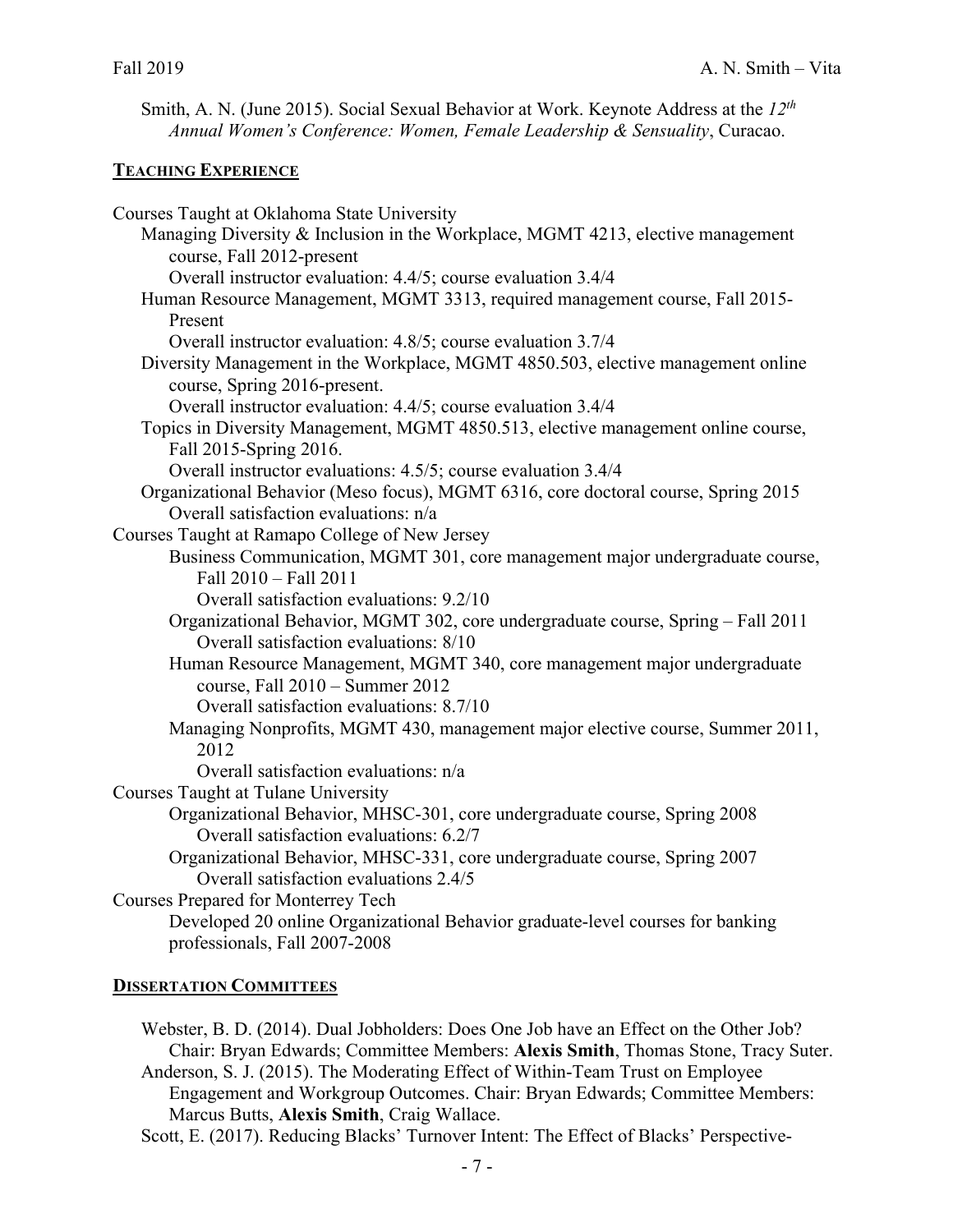Smith, A. N. (June 2015). Social Sexual Behavior at Work. Keynote Address at the *12th Annual Women's Conference: Women, Female Leadership & Sensuality*, Curacao.

## TEACHING EXPERIENCE

Courses Taught at Oklahoma State University

- Managing Diversity & Inclusion in the Workplace, MGMT 4213, elective management course, Fall 2012-present
  - Overall instructor evaluation: 4.4/5; course evaluation 3.4/4
- Human Resource Management, MGMT 3313, required management course, Fall 2015-Present
  - Overall instructor evaluation: 4.8/5; course evaluation 3.7/4
- Diversity Management in the Workplace, MGMT 4850.503, elective management online course, Spring 2016-present.
  - Overall instructor evaluation: 4.4/5; course evaluation 3.4/4
- Topics in Diversity Management, MGMT 4850.513, elective management online course, Fall 2015-Spring 2016.
  - Overall instructor evaluations: 4.5/5; course evaluation 3.4/4
- Organizational Behavior (Meso focus), MGMT 6316, core doctoral course, Spring 2015
  - Overall satisfaction evaluations: n/a

Courses Taught at Ramapo College of New Jersey

- Business Communication, MGMT 301, core management major undergraduate course, Fall 2010 – Fall 2011
  - Overall satisfaction evaluations: 9.2/10
- Organizational Behavior, MGMT 302, core undergraduate course, Spring – Fall 2011
  - Overall satisfaction evaluations: 8/10
- Human Resource Management, MGMT 340, core management major undergraduate course, Fall 2010 – Summer 2012
  - Overall satisfaction evaluations: 8.7/10
- Managing Nonprofits, MGMT 430, management major elective course, Summer 2011, 2012
  - Overall satisfaction evaluations: n/a

Courses Taught at Tulane University

- Organizational Behavior, MHSC-301, core undergraduate course, Spring 2008
  - Overall satisfaction evaluations: 6.2/7
- Organizational Behavior, MHSC-331, core undergraduate course, Spring 2007
  - Overall satisfaction evaluations 2.4/5

Courses Prepared for Monterrey Tech

- Developed 20 online Organizational Behavior graduate-level courses for banking professionals, Fall 2007-2008

## DISSERTATION COMMITTEES

Webster, B. D. (2014). Dual Jobholders: Does One Job have an Effect on the Other Job? Chair: Bryan Edwards; Committee Members: **Alexis Smith**, Thomas Stone, Tracy Suter.

Anderson, S. J. (2015). The Moderating Effect of Within-Team Trust on Employee Engagement and Workgroup Outcomes. Chair: Bryan Edwards; Committee Members: Marcus Butts, **Alexis Smith**, Craig Wallace.

Scott, E. (2017). Reducing Blacks' Turnover Intent: The Effect of Blacks' Perspective-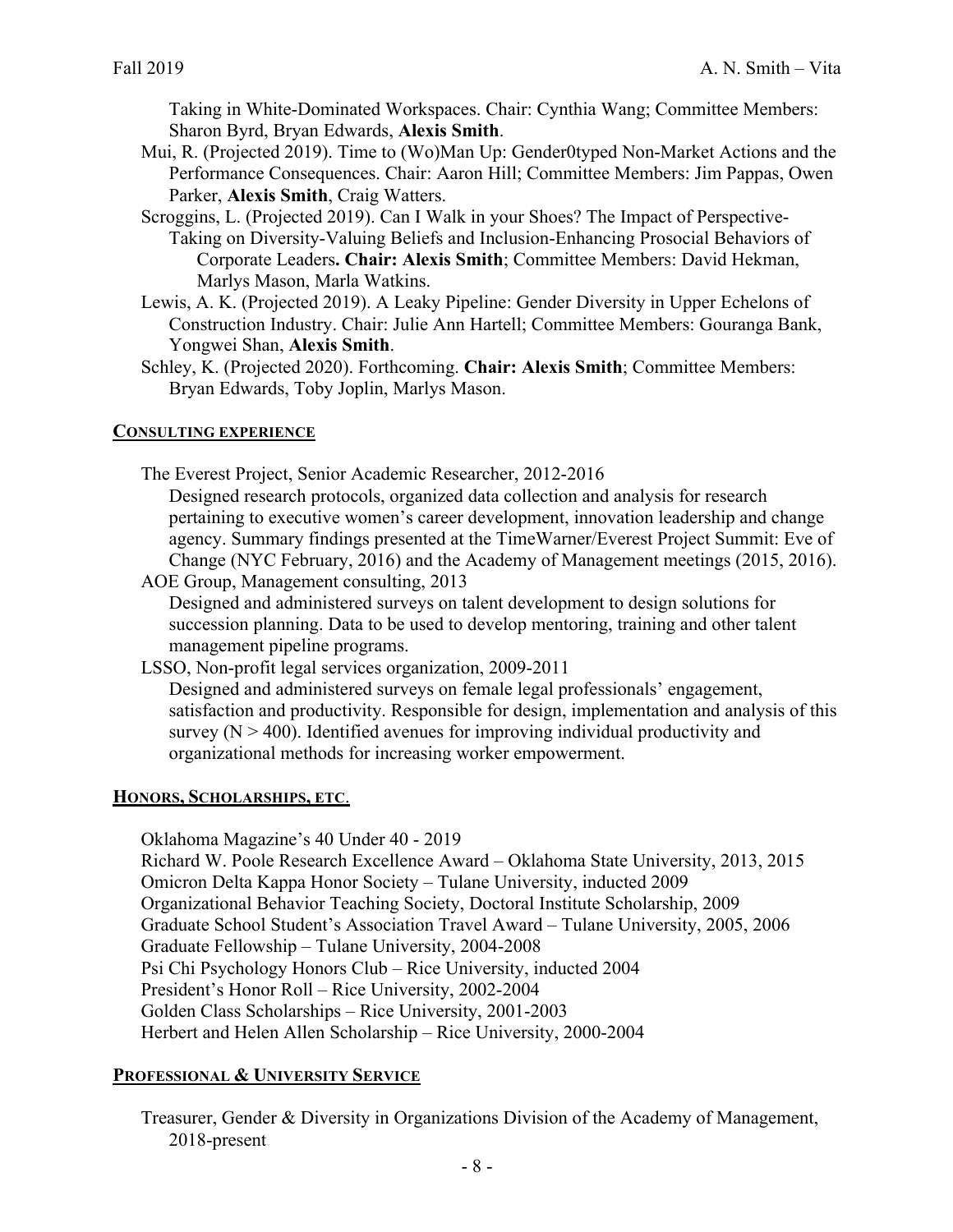Taking in White-Dominated Workspaces. Chair: Cynthia Wang; Committee Members: Sharon Byrd, Bryan Edwards, **Alexis Smith**.

Mui, R. (Projected 2019). Time to (Wo)Man Up: Gender0typed Non-Market Actions and the Performance Consequences. Chair: Aaron Hill; Committee Members: Jim Pappas, Owen Parker, **Alexis Smith**, Craig Watters.

Scroggins, L. (Projected 2019). Can I Walk in your Shoes? The Impact of Perspective-Taking on Diversity-Valuing Beliefs and Inclusion-Enhancing Prosocial Behaviors of Corporate Leaders**. Chair: Alexis Smith**; Committee Members: David Hekman, Marlys Mason, Marla Watkins.

Lewis, A. K. (Projected 2019). A Leaky Pipeline: Gender Diversity in Upper Echelons of Construction Industry. Chair: Julie Ann Hartell; Committee Members: Gouranga Bank, Yongwei Shan, **Alexis Smith**.

Schley, K. (Projected 2020). Forthcoming. **Chair: Alexis Smith**; Committee Members: Bryan Edwards, Toby Joplin, Marlys Mason.

## CONSULTING EXPERIENCE

The Everest Project, Senior Academic Researcher, 2012-2016
Designed research protocols, organized data collection and analysis for research pertaining to executive women's career development, innovation leadership and change agency. Summary findings presented at the TimeWarner/Everest Project Summit: Eve of Change (NYC February, 2016) and the Academy of Management meetings (2015, 2016).

AOE Group, Management consulting, 2013
Designed and administered surveys on talent development to design solutions for succession planning. Data to be used to develop mentoring, training and other talent management pipeline programs.

LSSO, Non-profit legal services organization, 2009-2011
Designed and administered surveys on female legal professionals' engagement, satisfaction and productivity. Responsible for design, implementation and analysis of this survey (N > 400). Identified avenues for improving individual productivity and organizational methods for increasing worker empowerment.

## HONORS, SCHOLARSHIPS, ETC.

Oklahoma Magazine's 40 Under 40 - 2019
Richard W. Poole Research Excellence Award – Oklahoma State University, 2013, 2015
Omicron Delta Kappa Honor Society – Tulane University, inducted 2009
Organizational Behavior Teaching Society, Doctoral Institute Scholarship, 2009
Graduate School Student's Association Travel Award – Tulane University, 2005, 2006
Graduate Fellowship – Tulane University, 2004-2008
Psi Chi Psychology Honors Club – Rice University, inducted 2004
President's Honor Roll – Rice University, 2002-2004
Golden Class Scholarships – Rice University, 2001-2003
Herbert and Helen Allen Scholarship – Rice University, 2000-2004

## PROFESSIONAL & UNIVERSITY SERVICE

Treasurer, Gender & Diversity in Organizations Division of the Academy of Management, 2018-present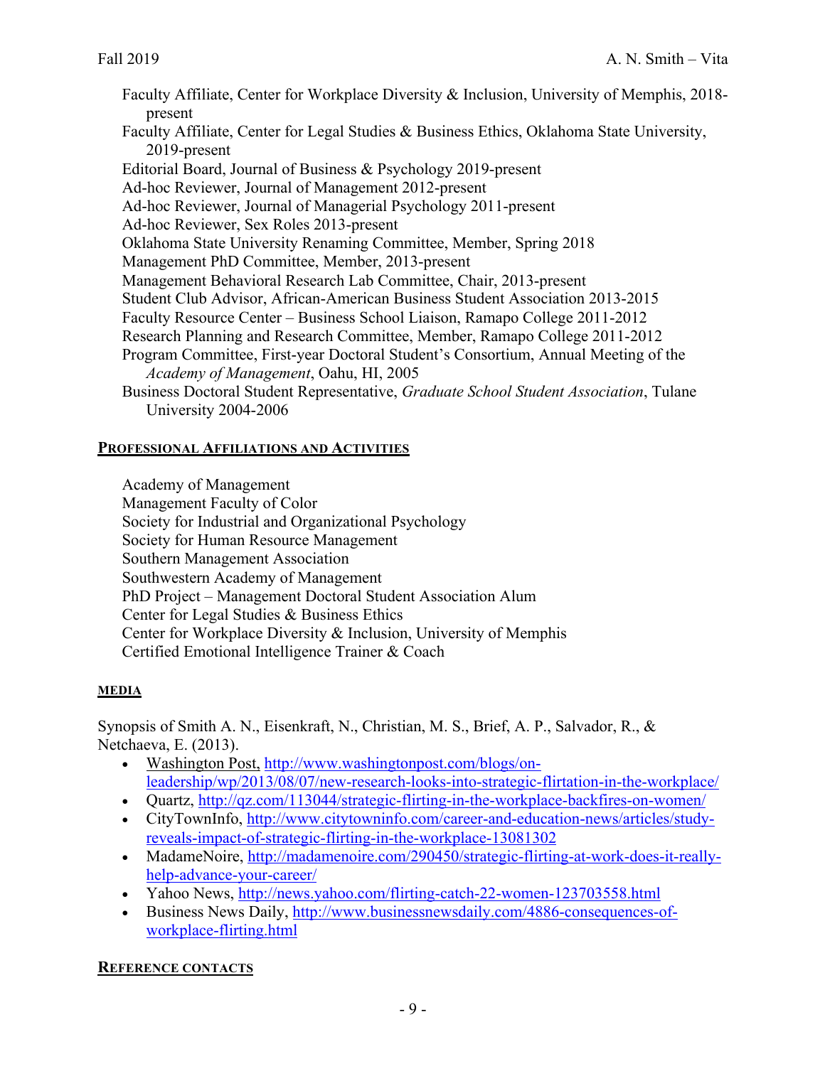Faculty Affiliate, Center for Workplace Diversity & Inclusion, University of Memphis, 2018-present
Faculty Affiliate, Center for Legal Studies & Business Ethics, Oklahoma State University, 2019-present
Editorial Board, Journal of Business & Psychology 2019-present
Ad-hoc Reviewer, Journal of Management 2012-present
Ad-hoc Reviewer, Journal of Managerial Psychology 2011-present
Ad-hoc Reviewer, Sex Roles 2013-present
Oklahoma State University Renaming Committee, Member, Spring 2018
Management PhD Committee, Member, 2013-present
Management Behavioral Research Lab Committee, Chair, 2013-present
Student Club Advisor, African-American Business Student Association 2013-2015
Faculty Resource Center – Business School Liaison, Ramapo College 2011-2012
Research Planning and Research Committee, Member, Ramapo College 2011-2012
Program Committee, First-year Doctoral Student's Consortium, Annual Meeting of the *Academy of Management*, Oahu, HI, 2005
Business Doctoral Student Representative, *Graduate School Student Association*, Tulane University 2004-2006

## PROFESSIONAL AFFILIATIONS AND ACTIVITIES

Academy of Management
Management Faculty of Color
Society for Industrial and Organizational Psychology
Society for Human Resource Management
Southern Management Association
Southwestern Academy of Management
PhD Project – Management Doctoral Student Association Alum
Center for Legal Studies & Business Ethics
Center for Workplace Diversity & Inclusion, University of Memphis
Certified Emotional Intelligence Trainer & Coach

## MEDIA

Synopsis of Smith A. N., Eisenkraft, N., Christian, M. S., Brief, A. P., Salvador, R., & Netchaeva, E. (2013).

- Washington Post, http://www.washingtonpost.com/blogs/on-leadership/wp/2013/08/07/new-research-looks-into-strategic-flirtation-in-the-workplace/
- Quartz, http://qz.com/113044/strategic-flirting-in-the-workplace-backfires-on-women/
- CityTownInfo, http://www.citytowninfo.com/career-and-education-news/articles/study-reveals-impact-of-strategic-flirting-in-the-workplace-13081302
- MadameNoire, http://madamenoire.com/290450/strategic-flirting-at-work-does-it-really-help-advance-your-career/
- Yahoo News, http://news.yahoo.com/flirting-catch-22-women-123703558.html
- Business News Daily, http://www.businessnewsdaily.com/4886-consequences-of-workplace-flirting.html

## REFERENCE CONTACTS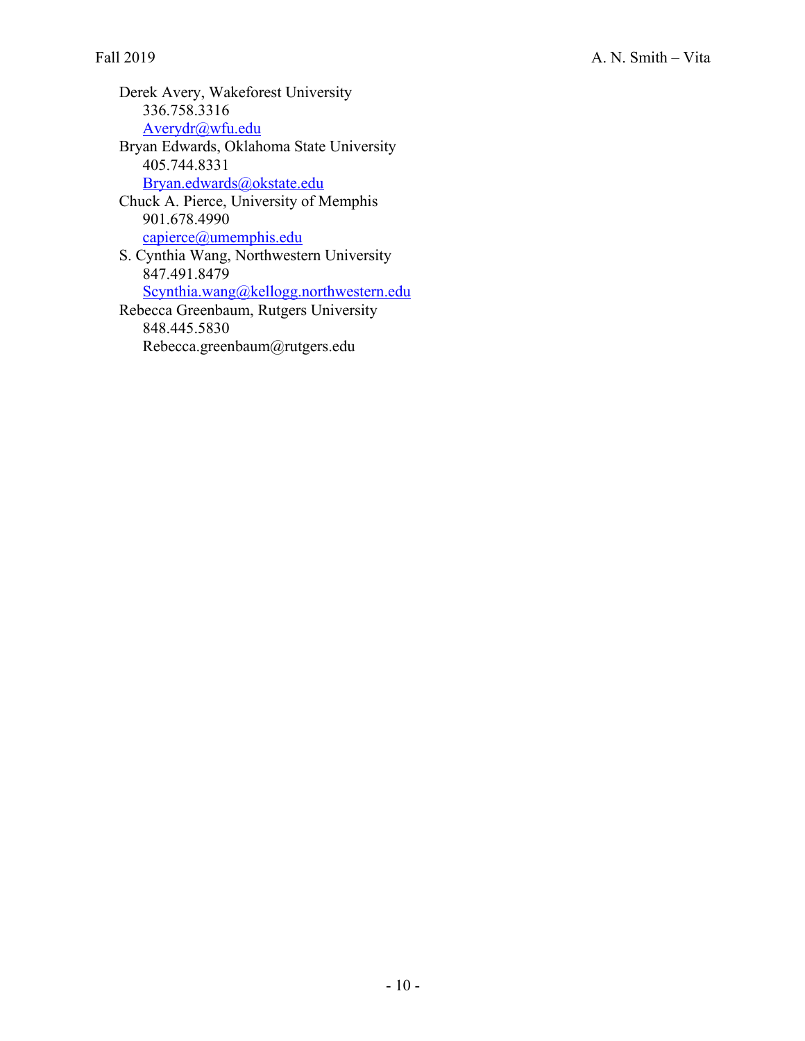Derek Avery, Wakeforest University
  336.758.3316
  Averydr@wfu.edu

Bryan Edwards, Oklahoma State University
  405.744.8331
  Bryan.edwards@okstate.edu

Chuck A. Pierce, University of Memphis
  901.678.4990
  capierce@umemphis.edu

S. Cynthia Wang, Northwestern University
  847.491.8479
  Scynthia.wang@kellogg.northwestern.edu

Rebecca Greenbaum, Rutgers University
  848.445.5830
  Rebecca.greenbaum@rutgers.edu